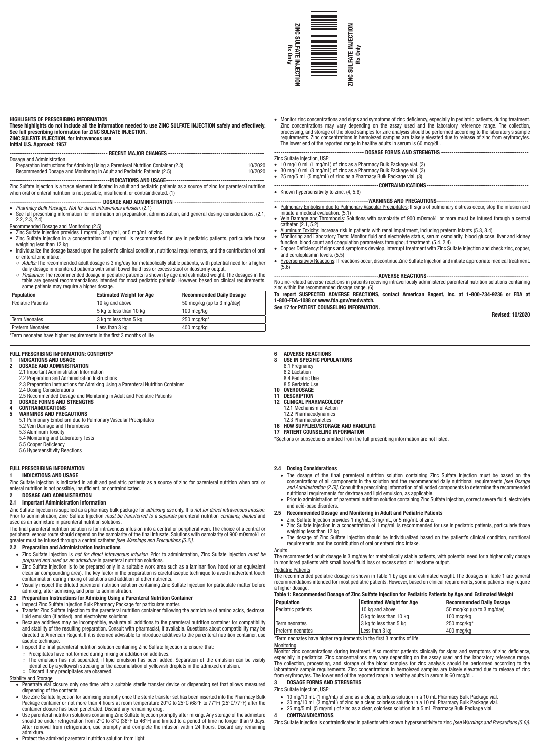ZINC SULFATE INJECTION
Rx Only

ZINC SULFATE INJECTION
Rx Only

**HIGHLIGHTS OF PRESCRIBING INFORMATION**
**These highlights do not include all the information needed to use ZINC SULFATE INJECTION safely and effectively. See full prescribing information for ZINC SULFATE INJECTION.**
**ZINC SULFATE INJECTION, for intravenous use**
**Initial U.S. Approval: 1957**

**RECENT MAJOR CHANGES**

Dosage and Administration
Preparation Instructions for Admixing Using a Parenteral Nutrition Container (2.3) 10/2020
Recommended Dosage and Monitoring in Adult and Pediatric Patients (2.5) 10/2020

**INDICATIONS AND USAGE**

Zinc Sulfate Injection is a trace element indicated in adult and pediatric patients as a source of zinc for parenteral nutrition when oral or enteral nutrition is not possible, insufficient, or contraindicated. (1)

**DOSAGE AND ADMINISTRATION**

- *Pharmacy Bulk Package. Not for direct intravenous infusion.* (2.1)
- See full prescribing information for information on preparation, administration, and general dosing considerations. (2.1, 2.2, 2.3, 2.4)

Recommended Dosage and Monitoring (2.5)
- Zinc Sulfate Injection provides 1 mg/mL, 3 mg/mL, or 5 mg/mL of zinc.
- Zinc Sulfate Injection in a concentration of 1 mg/mL is recommended for use in pediatric patients, particularly those weighing less than 12 kg.
- Individualize the dosage based upon the patient's clinical condition, nutritional requirements, and the contribution of oral or enteral zinc intake.
  - *Adults:* The recommended adult dosage is 3 mg/day for metabolically stable patients, with potential need for a higher daily dosage in monitored patients with small bowel fluid loss or excess stool or ileostomy output.
  - *Pediatrics:* The recommended dosage in pediatric patients is shown by age and estimated weight. The dosages in the table are general recommendations intended for most pediatric patients. However, based on clinical requirements, some patients may require a higher dosage.

| Population | Estimated Weight for Age | Recommended Daily Dosage |
| --- | --- | --- |
| Pediatric Patients | 10 kg and above | 50 mcg/kg (up to 3 mg/day) |
| | 5 kg to less than 10 kg | 100 mcg/kg |
| Term Neonates | 3 kg to less than 5 kg | 250 mcg/kg* |
| Preterm Neonates | Less than 3 kg | 400 mcg/kg |

*Term neonates have higher requirements in the first 3 months of life

- Monitor zinc concentrations and signs and symptoms of zinc deficiency, especially in pediatric patients, during treatment. Zinc concentrations may vary depending on the assay used and the laboratory reference range. The collection, processing, and storage of the blood samples for zinc analysis should be performed according to the laboratory's sample requirements. Zinc concentrations in hemolyzed samples are falsely elevated due to release of zinc from erythrocytes. The lower end of the reported range in healthy adults in serum is 60 mcg/dL.

**DOSAGE FORMS AND STRENGTHS**

Zinc Sulfate Injection, USP:
- 10 mg/10 mL (1 mg/mL) of zinc as a Pharmacy Bulk Package vial. (3)
- 30 mg/10 mL (3 mg/mL) of zinc as a Pharmacy Bulk Package vial. (3)
- 25 mg/5 mL (5 mg/mL) of zinc as a Pharmacy Bulk Package vial. (3)

**CONTRAINDICATIONS**

- Known hypersensitivity to zinc. (4, 5.6)

**WARNINGS AND PRECAUTIONS**

- Pulmonary Embolism due to Pulmonary Vascular Precipitates: If signs of pulmonary distress occur, stop the infusion and initiate a medical evaluation. (5.1)
- Vein Damage and Thrombosis: Solutions with osmolarity of 900 mOsmol/L or more must be infused through a central catheter. (2.1, 5.2)
- Aluminum Toxicity: Increase risk in patients with renal impairment, including preterm infants (5.3, 8.4)
- Monitoring and Laboratory Tests: Monitor fluid and electrolyte status, serum osmolarity, blood glucose, liver and kidney function, blood count and coagulation parameters throughout treatment. (5.4, 2.4)
- Copper Deficiency: If signs and symptoms develop, interrupt treatment with Zinc Sulfate Injection and check zinc, copper, and ceruloplasmin levels. (5.5)
- Hypersensitivity Reactions: If reactions occur, discontinue Zinc Sulfate Injection and initiate appropriate medical treatment. (5.6)

**ADVERSE REACTIONS**

No zinc-related adverse reactions in patients receiving intravenously administered parenteral nutrition solutions containing zinc within the recommended dosage range. (6)

**To report SUSPECTED ADVERSE REACTIONS, contact American Regent, Inc. at 1-800-734-9236 or FDA at 1-800-FDA-1088 or www.fda.gov/medwatch.**

**See 17 for PATIENT COUNSELING INFORMATION.**

**Revised: 10/2020**

**FULL PRESCRIBING INFORMATION: CONTENTS***

**1 INDICATIONS AND USAGE**
**2 DOSAGE AND ADMINISTRATION**
2.1 Important Administration Information
2.2 Preparation and Administration Instructions
2.3 Preparation Instructions for Admixing Using a Parenteral Nutrition Container
2.4 Dosing Considerations
2.5 Recommended Dosage and Monitoring in Adult and Pediatric Patients
**3 DOSAGE FORMS AND STRENGTHS**
**4 CONTRAINDICATIONS**
**5 WARNINGS AND PRECAUTIONS**
5.1 Pulmonary Embolism due to Pulmonary Vascular Precipitates
5.2 Vein Damage and Thrombosis
5.3 Aluminum Toxicity
5.4 Monitoring and Laboratory Tests
5.5 Copper Deficiency
5.6 Hypersensitivity Reactions
**6 ADVERSE REACTIONS**
**8 USE IN SPECIFIC POPULATIONS**
8.1 Pregnancy
8.2 Lactation
8.4 Pediatric Use
8.5 Geriatric Use
**10 OVERDOSAGE**
**11 DESCRIPTION**
**12 CLINICAL PHARMACOLOGY**
12.1 Mechanism of Action
12.2 Pharmacodynamics
12.3 Pharmacokinetics
**16 HOW SUPPLIED/STORAGE AND HANDLING**
**17 PATIENT COUNSELING INFORMATION**

*Sections or subsections omitted from the full prescribing information are not listed.

# FULL PRESCRIBING INFORMATION

## 1 INDICATIONS AND USAGE

Zinc Sulfate Injection is indicated in adult and pediatric patients as a source of zinc for parenteral nutrition when oral or enteral nutrition is not possible, insufficient, or contraindicated.

## 2 DOSAGE AND ADMINISTRATION

### 2.1 Important Administration Information

Zinc Sulfate Injection is supplied as a pharmacy bulk package for *admixing use* only. It is *not for direct intravenous infusion.* Prior to administration, Zinc Sulfate Injection *must be transferred to a separate* parenteral nutrition *container, diluted* and used as an admixture in parenteral nutrition solutions.

The final parenteral nutrition solution is for intravenous infusion into a central or peripheral vein. The choice of a central or peripheral venous route should depend on the osmolarity of the final infusate. Solutions with osmolarity of 900 mOsmol/L or greater must be infused through a central catheter *[see Warnings and Precautions (5.2)]*.

### 2.2 Preparation and Administration Instructions

- Zinc Sulfate Injection is *not for direct intravenous infusion.* Prior to administration, Zinc Sulfate Injection *must be prepared and used as an admixture* in parenteral nutrition solutions.
- Zinc Sulfate Injection is to be prepared only in a suitable work area such as a laminar flow hood (or an equivalent clean air compounding area). The key factor in the preparation is careful aseptic technique to avoid inadvertent touch contamination during mixing of solutions and addition of other nutrients.
- Visually inspect the diluted parenteral nutrition solution containing Zinc Sulfate Injection for particulate matter before admixing, after admixing, and prior to administration.

### 2.3 Preparation Instructions for Admixing Using a Parenteral Nutrition Container

- Inspect Zinc Sulfate Injection Bulk Pharmacy Package for particulate matter.
- Transfer Zinc Sulfate Injection to the parenteral nutrition container following the admixture of amino acids, dextrose, lipid emulsion (if added), and electrolytes solutions.
- Because additives may be incompatible, evaluate all additions to the parenteral nutrition container for compatibility and stability of the resulting preparation. Consult with pharmacist, if available. Questions about compatibility may be directed to American Regent. If it is deemed advisable to introduce additives to the parenteral nutrition container, use aseptic technique.
- Inspect the final parenteral nutrition solution containing Zinc Sulfate Injection to ensure that:
  - Precipitates have not formed during mixing or addition on additives.
  - The emulsion has not separated, if lipid emulsion has been added. Separation of the emulsion can be visibly identified by a yellowish streaking or the accumulation of yellowish droplets in the admixed emulsion.
  - Discard if any precipitates are observed.

Stability and Storage
- Penetrate vial closure only one time with a suitable sterile transfer device or dispensing set that allows measured dispensing of the contents.
- Use Zinc Sulfate Injection for admixing promptly once the sterile transfer set has been inserted into the Pharmacy Bulk Package container or not more than 4 hours at room temperature 20°C to 25°C (68°F to 77°F) (25°C/77°F) after the container closure has been penetrated. Discard any remaining drug.
- Use parenteral nutrition solutions containing Zinc Sulfate Injection promptly after mixing. Any storage of the admixture should be under refrigeration from 2°C to 8°C (36°F to 46°F) and limited to a period of time no longer than 9 days. After removal from refrigeration, use promptly and complete the infusion within 24 hours. Discard any remaining admixture.
- Protect the admixed parenteral nutrition solution from light.

### 2.4 Dosing Considerations

- The dosage of the final parenteral nutrition solution containing Zinc Sulfate Injection must be based on the concentrations of all components in the solution and the recommended daily nutritional requirements *[see Dosage and Administration (2.5)]*. Consult the prescribing information of all added components to determine the recommended nutritional requirements for dextrose and lipid emulsion, as applicable.
- Prior to administration of parenteral nutrition solution containing Zinc Sulfate Injection, correct severe fluid, electrolyte and acid-base disorders.

### 2.5 Recommended Dosage and Monitoring in Adult and Pediatric Patients

- Zinc Sulfate Injection provides 1 mg/mL, 3 mg/mL, or 5 mg/mL of zinc.
- Zinc Sulfate Injection in a concentration of 1 mg/mL is recommended for use in pediatric patients, particularly those weighing less than 12 kg.
- The dosage of Zinc Sulfate Injection should be individualized based on the patient's clinical condition, nutritional requirements, and the contribution of oral or enteral zinc intake.

Adults

The recommended adult dosage is 3 mg/day for metabolically stable patients, with potential need for a higher daily dosage in monitored patients with small bowel fluid loss or excess stool or ileostomy output.

Pediatric Patients

The recommended pediatric dosage is shown in Table 1 by age and estimated weight. The dosages in Table 1 are general recommendations intended for most pediatric patients. However, based on clinical requirements, some patients may require a higher dosage.

**Table 1: Recommended Dosage of Zinc Sulfate Injection for Pediatric Patients by Age and Estimated Weight**

| Population | Estimated Weight for Age | Recommended Daily Dosage |
| --- | --- | --- |
| Pediatric patients | 10 kg and above | 50 mcg/kg (up to 3 mg/day) |
| | 5 kg to less than 10 kg | 100 mcg/kg |
| Term neonates | 3 kg to less than 5 kg | 250 mcg/kg* |
| Preterm neonates | Less than 3 kg | 400 mcg/kg |

*Term neonates have higher requirements in the first 3 months of life

Monitoring

Monitor zinc concentrations during treatment. Also monitor patients clinically for signs and symptoms of zinc deficiency, especially in pediatrics. Zinc concentrations may vary depending on the assay used and the laboratory reference range. The collection, processing, and storage of the blood samples for zinc analysis should be performed according to the laboratory's sample requirements. Zinc concentrations in hemolyzed samples are falsely elevated due to release of zinc from erythrocytes. The lower end of the reported range in healthy adults in serum is 60 mcg/dL.

## 3 DOSAGE FORMS AND STRENGTHS

Zinc Sulfate Injection, USP:
- 10 mg/10 mL (1 mg/mL) of zinc as a clear, colorless solution in a 10 mL Pharmacy Bulk Package vial.
- 30 mg/10 mL (3 mg/mL) of zinc as a clear, colorless solution in a 10 mL Pharmacy Bulk Package vial.
- 25 mg/5 mL (5 mg/mL) of zinc as a clear, colorless solution in a 5 mL Pharmacy Bulk Package vial.

## 4 CONTRAINDICATIONS

Zinc Sulfate Injection is contraindicated in patients with known hypersensitivity to zinc *[see Warnings and Precautions (5.6)]*.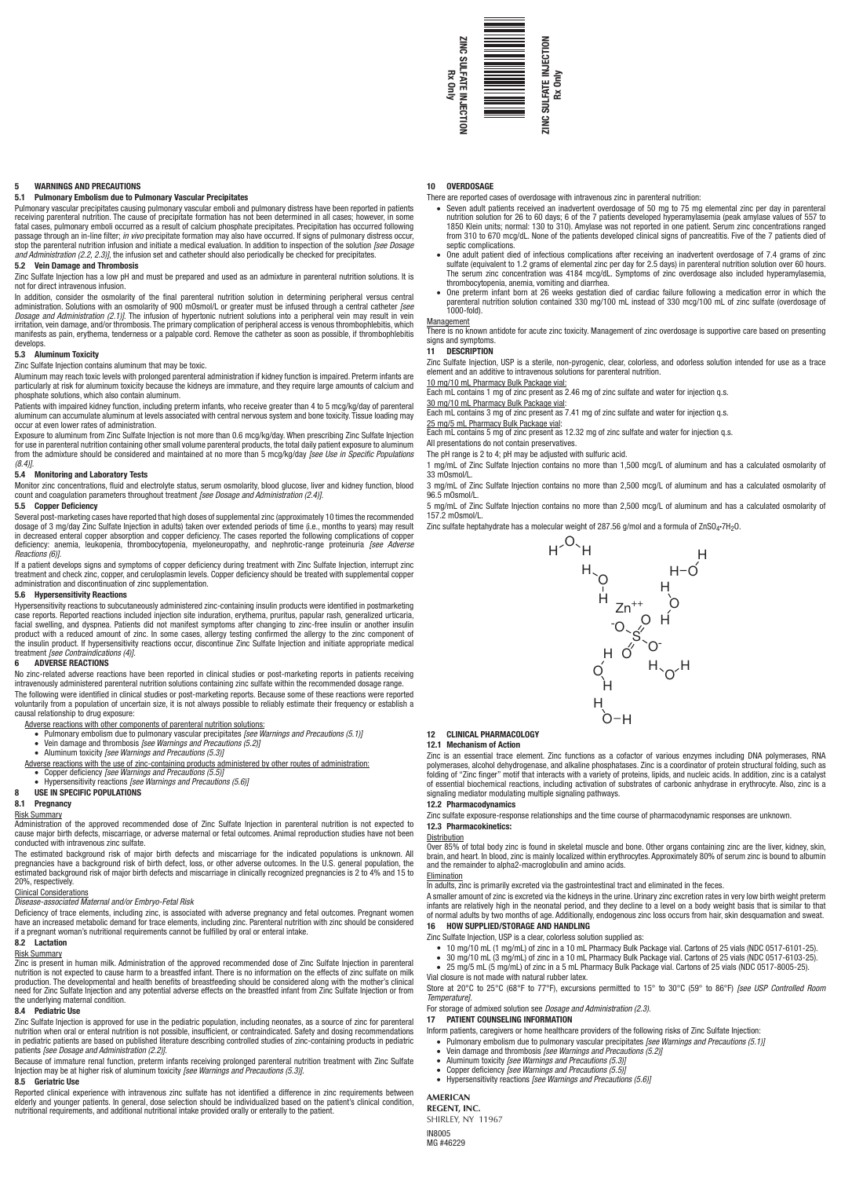ZINC SULFATE INJECTION
Rx Only

ZINC SULFATE INJECTION
Rx Only

### 5 WARNINGS AND PRECAUTIONS

#### 5.1 Pulmonary Embolism due to Pulmonary Vascular Precipitates

Pulmonary vascular precipitates causing pulmonary vascular emboli and pulmonary distress have been reported in patients receiving parenteral nutrition. The cause of precipitate formation has not been determined in all cases; however, in some fatal cases, pulmonary emboli occurred as a result of calcium phosphate precipitates. Precipitation has occurred following passage through an in-line filter; *in vivo* precipitate formation may also have occurred. If signs of pulmonary distress occur, stop the parenteral nutrition infusion and initiate a medical evaluation. In addition to inspection of the solution *[see Dosage and Administration (2.2, 2.3)]*, the infusion set and catheter should also periodically be checked for precipitates.

#### 5.2 Vein Damage and Thrombosis

Zinc Sulfate Injection has a low pH and must be prepared and used as an admixture in parenteral nutrition solutions. It is not for direct intravenous infusion.

In addition, consider the osmolarity of the final parenteral nutrition solution in determining peripheral versus central administration. Solutions with an osmolarity of 900 mOsmol/L or greater must be infused through a central catheter *[see Dosage and Administration (2.1)]*. The infusion of hypertonic nutrient solutions into a peripheral vein may result in vein irritation, vein damage, and/or thrombosis. The primary complication of peripheral access is venous thrombophlebitis, which manifests as pain, erythema, tenderness or a palpable cord. Remove the catheter as soon as possible, if thrombophlebitis develops.

#### 5.3 Aluminum Toxicity

Zinc Sulfate Injection contains aluminum that may be toxic.

Aluminum may reach toxic levels with prolonged parenteral administration if kidney function is impaired. Preterm infants are particularly at risk for aluminum toxicity because the kidneys are immature, and they require large amounts of calcium and phosphate solutions, which also contain aluminum.

Patients with impaired kidney function, including preterm infants, who receive greater than 4 to 5 mcg/kg/day of parenteral aluminum can accumulate aluminum at levels associated with central nervous system and bone toxicity. Tissue loading may occur at even lower rates of administration.

Exposure to aluminum from Zinc Sulfate Injection is not more than 0.6 mcg/kg/day. When prescribing Zinc Sulfate Injection for use in parenteral nutrition containing other small volume parenteral products, the total daily patient exposure to aluminum from the admixture should be considered and maintained at no more than 5 mcg/kg/day *[see Use in Specific Populations (8.4)]*.

#### 5.4 Monitoring and Laboratory Tests

Monitor zinc concentrations, fluid and electrolyte status, serum osmolarity, blood glucose, liver and kidney function, blood count and coagulation parameters throughout treatment *[see Dosage and Administration (2.4)]*.

#### 5.5 Copper Deficiency

Several post-marketing cases have reported that high doses of supplemental zinc (approximately 10 times the recommended dosage of 3 mg/day Zinc Sulfate Injection in adults) taken over extended periods of time (i.e., months to years) may result in decreased enteral copper absorption and copper deficiency. The cases reported the following complications of copper deficiency: anemia, leukopenia, thrombocytopenia, myeloneuropathy, and nephrotic-range proteinuria *[see Adverse Reactions (6)]*.

If a patient develops signs and symptoms of copper deficiency during treatment with Zinc Sulfate Injection, interrupt zinc treatment and check zinc, copper, and ceruloplasmin levels. Copper deficiency should be treated with supplemental copper administration and discontinuation of zinc supplementation.

#### 5.6 Hypersensitivity Reactions

Hypersensitivity reactions to subcutaneously administered zinc-containing insulin products were identified in postmarketing case reports. Reported reactions included injection site induration, erythema, pruritus, papular rash, generalized urticaria, facial swelling, and dyspnea. Patients did not manifest symptoms after changing to zinc-free insulin or another insulin product with a reduced amount of zinc. In some cases, allergy testing confirmed the allergy to the zinc component of the insulin product. If hypersensitivity reactions occur, discontinue Zinc Sulfate Injection and initiate appropriate medical treatment *[see Contraindications (4)]*.

### 6 ADVERSE REACTIONS

No zinc-related adverse reactions have been reported in clinical studies or post-marketing reports in patients receiving intravenously administered parenteral nutrition solutions containing zinc sulfate within the recommended dosage range.

The following were identified in clinical studies or post-marketing reports. Because some of these reactions were reported voluntarily from a population of uncertain size, it is not always possible to reliably estimate their frequency or establish a causal relationship to drug exposure:

Adverse reactions with other components of parenteral nutrition solutions:

- Pulmonary embolism due to pulmonary vascular precipitates *[see Warnings and Precautions (5.1)]*
- Vein damage and thrombosis *[see Warnings and Precautions (5.2)]*
- Aluminum toxicity *[see Warnings and Precautions (5.3)]*

Adverse reactions with the use of zinc-containing products administered by other routes of administration:

- Copper deficiency *[see Warnings and Precautions (5.5)]*
- Hypersensitivity reactions *[see Warnings and Precautions (5.6)]*

### 8 USE IN SPECIFIC POPULATIONS

#### 8.1 Pregnancy

Risk Summary

Administration of the approved recommended dose of Zinc Sulfate Injection in parenteral nutrition is not expected to cause major birth defects, miscarriage, or adverse maternal or fetal outcomes. Animal reproduction studies have not been conducted with intravenous zinc sulfate.

The estimated background risk of major birth defects and miscarriage for the indicated populations is unknown. All pregnancies have a background risk of birth defect, loss, or other adverse outcomes. In the U.S. general population, the estimated background risk of major birth defects and miscarriage in clinically recognized pregnancies is 2 to 4% and 15 to 20%, respectively.

Clinical Considerations

*Disease-associated Maternal and/or Embryo-Fetal Risk*

Deficiency of trace elements, including zinc, is associated with adverse pregnancy and fetal outcomes. Pregnant women have an increased metabolic demand for trace elements, including zinc. Parenteral nutrition with zinc should be considered if a pregnant woman's nutritional requirements cannot be fulfilled by oral or enteral intake.

#### 8.2 Lactation

Risk Summary

Zinc is present in human milk. Administration of the approved recommended dose of Zinc Sulfate Injection in parenteral nutrition is not expected to cause harm to a breastfed infant. There is no information on the effects of zinc sulfate on milk production. The developmental and health benefits of breastfeeding should be considered along with the mother's clinical need for Zinc Sulfate Injection and any potential adverse effects on the breastfed infant from Zinc Sulfate Injection or from the underlying maternal condition.

#### 8.4 Pediatric Use

Zinc Sulfate Injection is approved for use in the pediatric population, including neonates, as a source of zinc for parenteral nutrition when oral or enteral nutrition is not possible, insufficient, or contraindicated. Safety and dosing recommendations in pediatric patients are based on published literature describing controlled studies of zinc-containing products in pediatric patients *[see Dosage and Administration (2.2)]*.

Because of immature renal function, preterm infants receiving prolonged parenteral nutrition treatment with Zinc Sulfate Injection may be at higher risk of aluminum toxicity *[see Warnings and Precautions (5.3)]*.

#### 8.5 Geriatric Use

Reported clinical experience with intravenous zinc sulfate has not identified a difference in zinc requirements between elderly and younger patients. In general, dose selection should be individualized based on the patient's clinical condition, nutritional requirements, and additional nutritional intake provided orally or enterally to the patient.

### 10 OVERDOSAGE

There are reported cases of overdosage with intravenous zinc in parenteral nutrition:

- Seven adult patients received an inadvertent overdosage of 50 mg to 75 mg elemental zinc per day in parenteral nutrition solution for 26 to 60 days; 6 of the 7 patients developed hyperamylasemia (peak amylase values of 557 to 1850 Klein units; normal: 130 to 310). Amylase was not reported in one patient. Serum zinc concentrations ranged from 310 to 670 mcg/dL. None of the patients developed clinical signs of pancreatitis. Five of the 7 patients died of septic complications.
- One adult patient died of infectious complications after receiving an inadvertent overdosage of 7.4 grams of zinc sulfate (equivalent to 1.2 grams of elemental zinc per day for 2.5 days) in parenteral nutrition solution over 60 hours. The serum zinc concentration was 4184 mcg/dL. Symptoms of zinc overdosage also included hyperamylasemia, thrombocytopenia, anemia, vomiting and diarrhea.
- One preterm infant born at 26 weeks gestation died of cardiac failure following a medication error in which the parenteral nutrition solution contained 330 mg/100 mL instead of 330 mcg/100 mL of zinc sulfate (overdosage of 1000-fold).

Management

There is no known antidote for acute zinc toxicity. Management of zinc overdosage is supportive care based on presenting signs and symptoms.

### 11 DESCRIPTION

Zinc Sulfate Injection, USP is a sterile, non-pyrogenic, clear, colorless, and odorless solution intended for use as a trace element and an additive to intravenous solutions for parenteral nutrition.

10 mg/10 mL Pharmacy Bulk Package vial:
Each mL contains 1 mg of zinc present as 2.46 mg of zinc sulfate and water for injection q.s.

30 mg/10 mL Pharmacy Bulk Package vial:
Each mL contains 3 mg of zinc present as 7.41 mg of zinc sulfate and water for injection q.s.

25 mg/5 mL Pharmacy Bulk Package vial:
Each mL contains 5 mg of zinc present as 12.32 mg of zinc sulfate and water for injection q.s.

All presentations do not contain preservatives.

The pH range is 2 to 4; pH may be adjusted with sulfuric acid.

1 mg/mL of Zinc Sulfate Injection contains no more than 1,500 mcg/L of aluminum and has a calculated osmolarity of 33 mOsmol/L.

3 mg/mL of Zinc Sulfate Injection contains no more than 2,500 mcg/L of aluminum and has a calculated osmolarity of 96.5 mOsmol/L.

5 mg/mL of Zinc Sulfate Injection contains no more than 2,500 mcg/L of aluminum and has a calculated osmolarity of 157.2 mOsmol/L.

Zinc sulfate heptahydrate has a molecular weight of 287.56 g/mol and a formula of $ZnSO_4 \cdot 7H_2O$.

$Zn^{++}$

### 12 CLINICAL PHARMACOLOGY

#### 12.1 Mechanism of Action

Zinc is an essential trace element. Zinc functions as a cofactor of various enzymes including DNA polymerases, RNA polymerases, alcohol dehydrogenase, and alkaline phosphatases. Zinc is a coordinator of protein structural folding, such as folding of "Zinc finger" motif that interacts with a variety of proteins, lipids, and nucleic acids. In addition, zinc is a catalyst of essential biochemical reactions, including activation of substrates of carbonic anhydrase in erythrocyte. Also, zinc is a signaling mediator modulating multiple signaling pathways.

#### 12.2 Pharmacodynamics

Zinc sulfate exposure-response relationships and the time course of pharmacodynamic responses are unknown.

#### 12.3 Pharmacokinetics:

Distribution

Over 85% of total body zinc is found in skeletal muscle and bone. Other organs containing zinc are the liver, kidney, skin, brain, and heart. In blood, zinc is mainly localized within erythrocytes. Approximately 80% of serum zinc is bound to albumin and the remainder to alpha2-macroglobulin and amino acids.

Elimination

In adults, zinc is primarily excreted via the gastrointestinal tract and eliminated in the feces.

A smaller amount of zinc is excreted via the kidneys in the urine. Urinary zinc excretion rates in very low birth weight preterm infants are relatively high in the neonatal period, and they decline to a level on a body weight basis that is similar to that of normal adults by two months of age. Additionally, endogenous zinc loss occurs from hair, skin desquamation and sweat.

### 16 HOW SUPPLIED/STORAGE AND HANDLING

Zinc Sulfate Injection, USP is a clear, colorless solution supplied as:

- 10 mg/10 mL (1 mg/mL) of zinc in a 10 mL Pharmacy Bulk Package vial. Cartons of 25 vials (NDC 0517-6101-25).
- 30 mg/10 mL (3 mg/mL) of zinc in a 10 mL Pharmacy Bulk Package vial. Cartons of 25 vials (NDC 0517-6103-25).
- 25 mg/5 mL (5 mg/mL) of zinc in a 5 mL Pharmacy Bulk Package vial. Cartons of 25 vials (NDC 0517-8005-25).

Vial closure is not made with natural rubber latex.

Store at 20°C to 25°C (68°F to 77°F), excursions permitted to 15° to 30°C (59° to 86°F) *[see USP Controlled Room Temperature]*.

For storage of admixed solution see *Dosage and Administration (2.3)*.

### 17 PATIENT COUNSELING INFORMATION

Inform patients, caregivers or home healthcare providers of the following risks of Zinc Sulfate Injection:

- Pulmonary embolism due to pulmonary vascular precipitates *[see Warnings and Precautions (5.1)]*
- Vein damage and thrombosis *[see Warnings and Precautions (5.2)]*
- Aluminum toxicity *[see Warnings and Precautions (5.3)]*
- Copper deficiency *[see Warnings and Precautions (5.5)]*
- Hypersensitivity reactions *[see Warnings and Precautions (5.6)]*

**AMERICAN REGENT, INC.**
SHIRLEY, NY 11967

IN8005
MG #46229